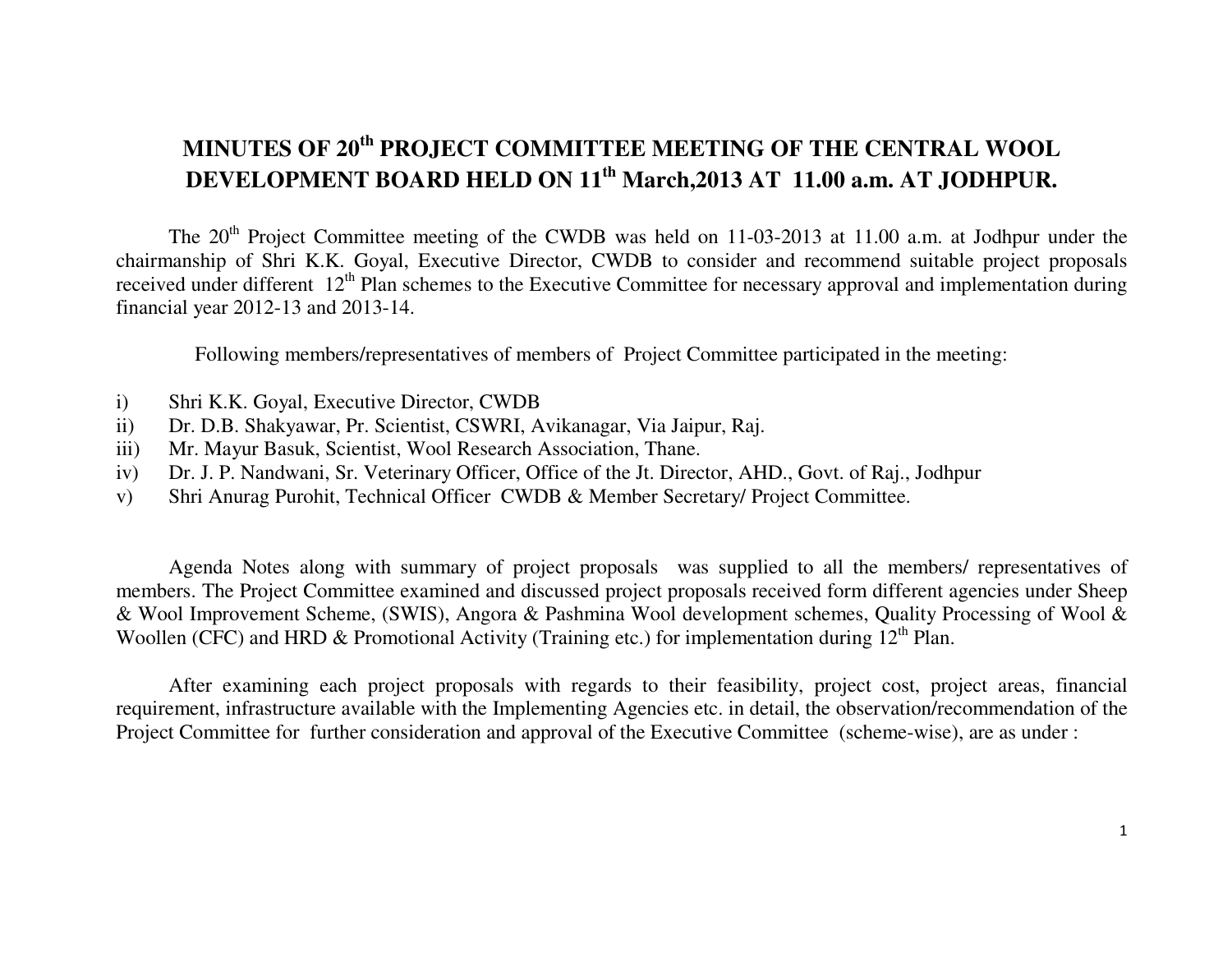# MINUTES OF 20th PROJECT COMMITTEE MEETING OF THE CENTRAL WOOL DEVELOPMENT BOARD HELD ON 11th March,2013 AT 11.00 a.m. AT JODHPUR.

The 20th Project Committee meeting of the CWDB was held on 11-03-2013 at 11.00 a.m. at Jodhpur under the chairmanship of Shri K.K. Goyal, Executive Director, CWDB to consider and recommend suitable project proposals received under different 12th Plan schemes to the Executive Committee for necessary approval and implementation during financial year 2012-13 and 2013-14.

Following members/representatives of members of Project Committee participated in the meeting:

i) Shri K.K. Goyal, Executive Director, CWDB
ii) Dr. D.B. Shakyawar, Pr. Scientist, CSWRI, Avikanagar, Via Jaipur, Raj.
iii) Mr. Mayur Basuk, Scientist, Wool Research Association, Thane.
iv) Dr. J. P. Nandwani, Sr. Veterinary Officer, Office of the Jt. Director, AHD., Govt. of Raj., Jodhpur
v) Shri Anurag Purohit, Technical Officer CWDB & Member Secretary/ Project Committee.

Agenda Notes along with summary of project proposals was supplied to all the members/ representatives of members. The Project Committee examined and discussed project proposals received form different agencies under Sheep & Wool Improvement Scheme, (SWIS), Angora & Pashmina Wool development schemes, Quality Processing of Wool & Woollen (CFC) and HRD & Promotional Activity (Training etc.) for implementation during 12th Plan.

After examining each project proposals with regards to their feasibility, project cost, project areas, financial requirement, infrastructure available with the Implementing Agencies etc. in detail, the observation/recommendation of the Project Committee for further consideration and approval of the Executive Committee (scheme-wise), are as under :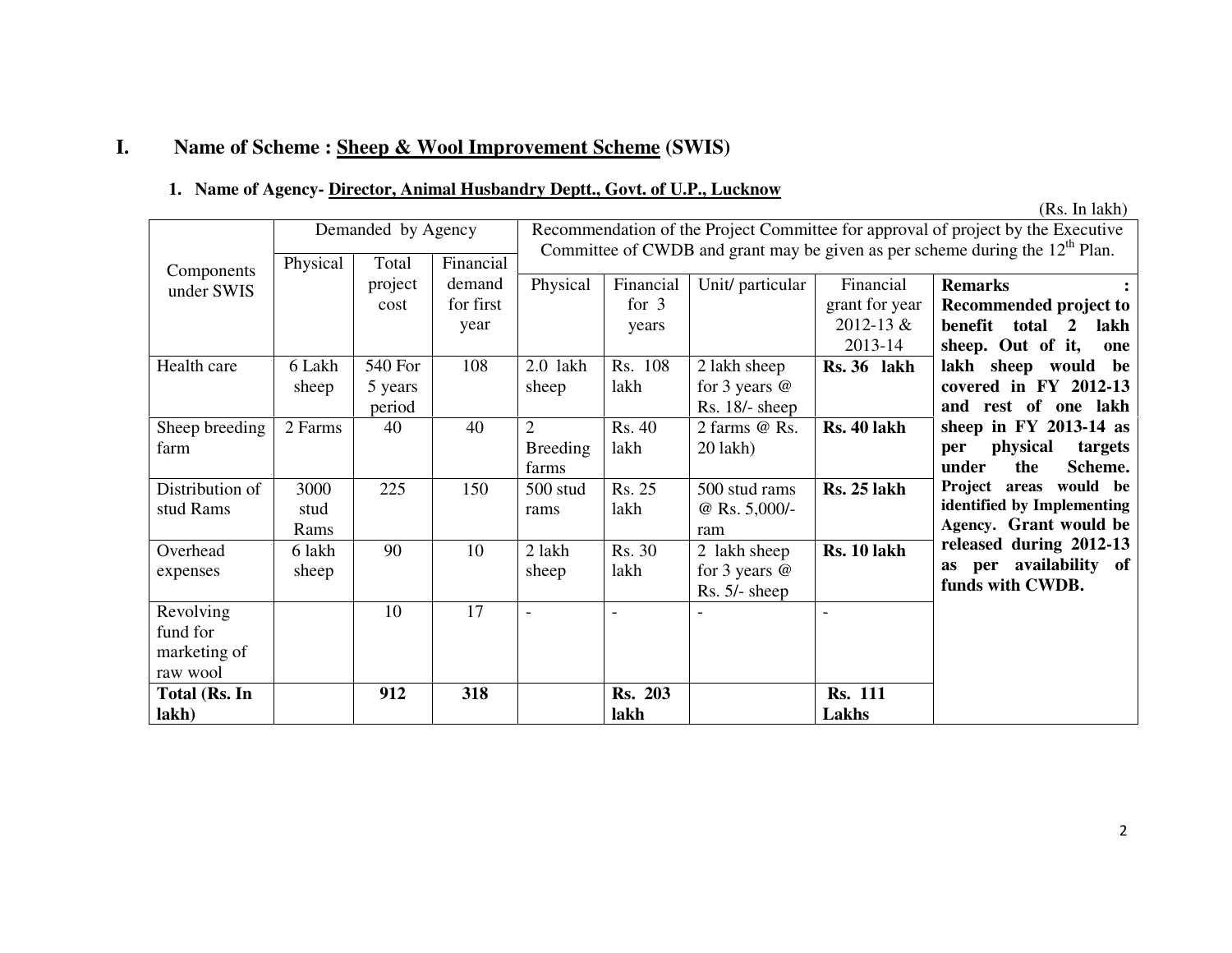# I. Name of Scheme : Sheep & Wool Improvement Scheme (SWIS)

## 1. Name of Agency- Director, Animal Husbandry Deptt., Govt. of U.P., Lucknow

(Rs. In lakh)

| Components under SWIS | Demanded by Agency | | | Recommendation of the Project Committee for approval of project by the Executive Committee of CWDB and grant may be given as per scheme during the 12th Plan. | | | | |
|---|---|---|---|---|---|---|---|---|
| | Physical | Total project cost | Financial demand for first year | Physical | Financial for 3 years | Unit/ particular | Financial grant for year 2012-13 & 2013-14 | **Remarks : Recommended project to benefit total 2 lakh sheep. Out of it, one lakh sheep would be covered in FY 2012-13 and rest of one lakh sheep in FY 2013-14 as per physical targets under the Scheme. Project areas would be identified by Implementing Agency. Grant would be released during 2012-13 as per availability of funds with CWDB.** |
| Health care | 6 Lakh sheep | 540 For 5 years period | 108 | 2.0 lakh sheep | Rs. 108 lakh | 2 lakh sheep for 3 years @ Rs. 18/- sheep | **Rs. 36 lakh** | |
| Sheep breeding farm | 2 Farms | 40 | 40 | 2 Breeding farms | Rs. 40 lakh | 2 farms @ Rs. 20 lakh) | **Rs. 40 lakh** | |
| Distribution of stud Rams | 3000 stud Rams | 225 | 150 | 500 stud rams | Rs. 25 lakh | 500 stud rams @ Rs. 5,000/- ram | **Rs. 25 lakh** | |
| Overhead expenses | 6 lakh sheep | 90 | 10 | 2 lakh sheep | Rs. 30 lakh | 2 lakh sheep for 3 years @ Rs. 5/- sheep | **Rs. 10 lakh** | |
| Revolving fund for marketing of raw wool | | 10 | 17 | - | - | - | - | |
| **Total (Rs. In lakh)** | | **912** | **318** | | **Rs. 203 lakh** | | **Rs. 111 Lakhs** | |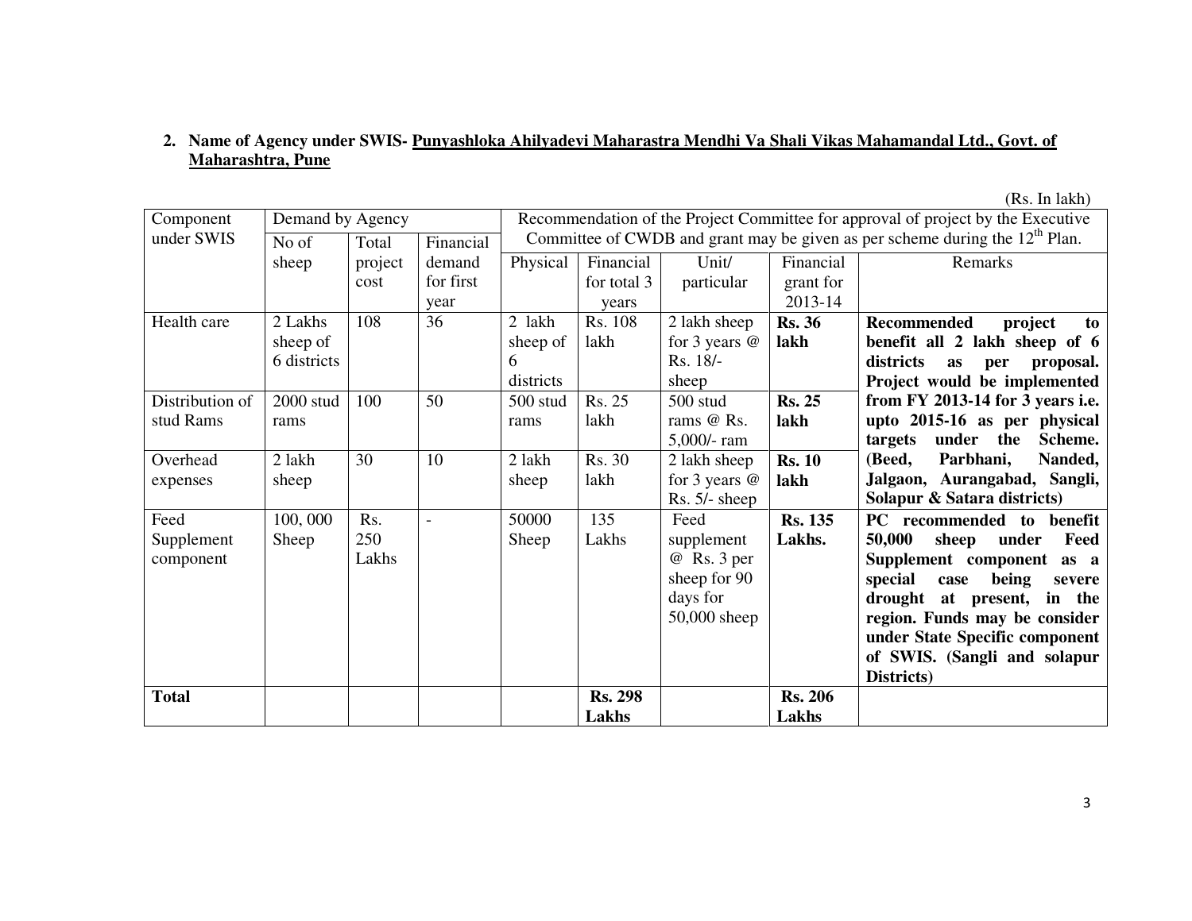2. **Name of Agency under SWIS- Punyashloka Ahilyadevi Maharastra Mendhi Va Shali Vikas Mahamandal Ltd., Govt. of Maharashtra, Pune**

(Rs. In lakh)

| Component under SWIS | Demand by Agency | | | Recommendation of the Project Committee for approval of project by the Executive Committee of CWDB and grant may be given as per scheme during the 12th Plan. | | | | |
|---|---|---|---|---|---|---|---|---|
| | No of sheep | Total project cost | Financial demand for first year | Physical | Financial for total 3 years | Unit/ particular | Financial grant for 2013-14 | Remarks |
| Health care | 2 Lakhs sheep of 6 districts | 108 | 36 | 2 lakh sheep of 6 districts | Rs. 108 lakh | 2 lakh sheep for 3 years @ Rs. 18/- sheep | **Rs. 36 lakh** | **Recommended project to benefit all 2 lakh sheep of 6 districts as per proposal. Project would be implemented from FY 2013-14 for 3 years i.e. upto 2015-16 as per physical targets under the Scheme. (Beed, Parbhani, Nanded, Jalgaon, Aurangabad, Sangli, Solapur & Satara districts)** |
| Distribution of stud Rams | 2000 stud rams | 100 | 50 | 500 stud rams | Rs. 25 lakh | 500 stud rams @ Rs. 5,000/- ram | **Rs. 25 lakh** | |
| Overhead expenses | 2 lakh sheep | 30 | 10 | 2 lakh sheep | Rs. 30 lakh | 2 lakh sheep for 3 years @ Rs. 5/- sheep | **Rs. 10 lakh** | |
| Feed Supplement component | 100, 000 Sheep | Rs. 250 Lakhs | - | 50000 Sheep | 135 Lakhs | Feed supplement @ Rs. 3 per sheep for 90 days for 50,000 sheep | **Rs. 135 Lakhs.** | **PC recommended to benefit 50,000 sheep under Feed Supplement component as a special case being severe drought at present, in the region. Funds may be consider under State Specific component of SWIS. (Sangli and solapur Districts)** |
| **Total** | | | | | **Rs. 298 Lakhs** | | **Rs. 206 Lakhs** | |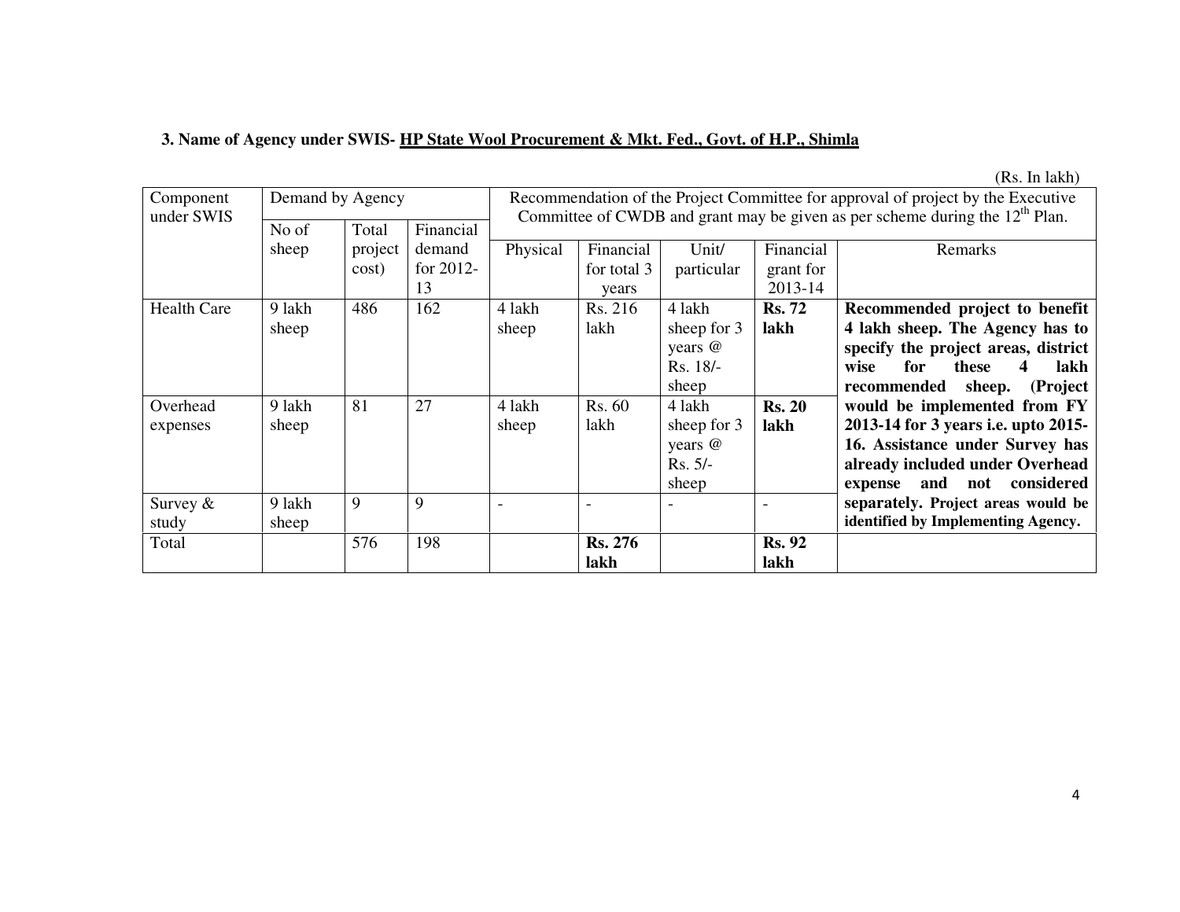**3. Name of Agency under SWIS- HP State Wool Procurement & Mkt. Fed., Govt. of H.P., Shimla**

(Rs. In lakh)

| Component under SWIS | Demand by Agency | | | Recommendation of the Project Committee for approval of project by the Executive Committee of CWDB and grant may be given as per scheme during the 12th Plan. | | | | |
|---|---|---|---|---|---|---|---|---|
| | No of sheep | Total project cost) | Financial demand for 2012-13 | Physical | Financial for total 3 years | Unit/ particular | Financial grant for 2013-14 | Remarks |
| Health Care | 9 lakh sheep | 486 | 162 | 4 lakh sheep | Rs. 216 lakh | 4 lakh sheep for 3 years @ Rs. 18/- sheep | **Rs. 72 lakh** | **Recommended project to benefit 4 lakh sheep. The Agency has to specify the project areas, district wise for these 4 lakh recommended sheep. (Project would be implemented from FY 2013-14 for 3 years i.e. upto 2015-16. Assistance under Survey has already included under Overhead expense and not considered separately. Project areas would be identified by Implementing Agency.** |
| Overhead expenses | 9 lakh sheep | 81 | 27 | 4 lakh sheep | Rs. 60 lakh | 4 lakh sheep for 3 years @ Rs. 5/- sheep | **Rs. 20 lakh** | |
| Survey & study | 9 lakh sheep | 9 | 9 | - | - | - | - | |
| Total | | 576 | 198 | | **Rs. 276 lakh** | | **Rs. 92 lakh** | |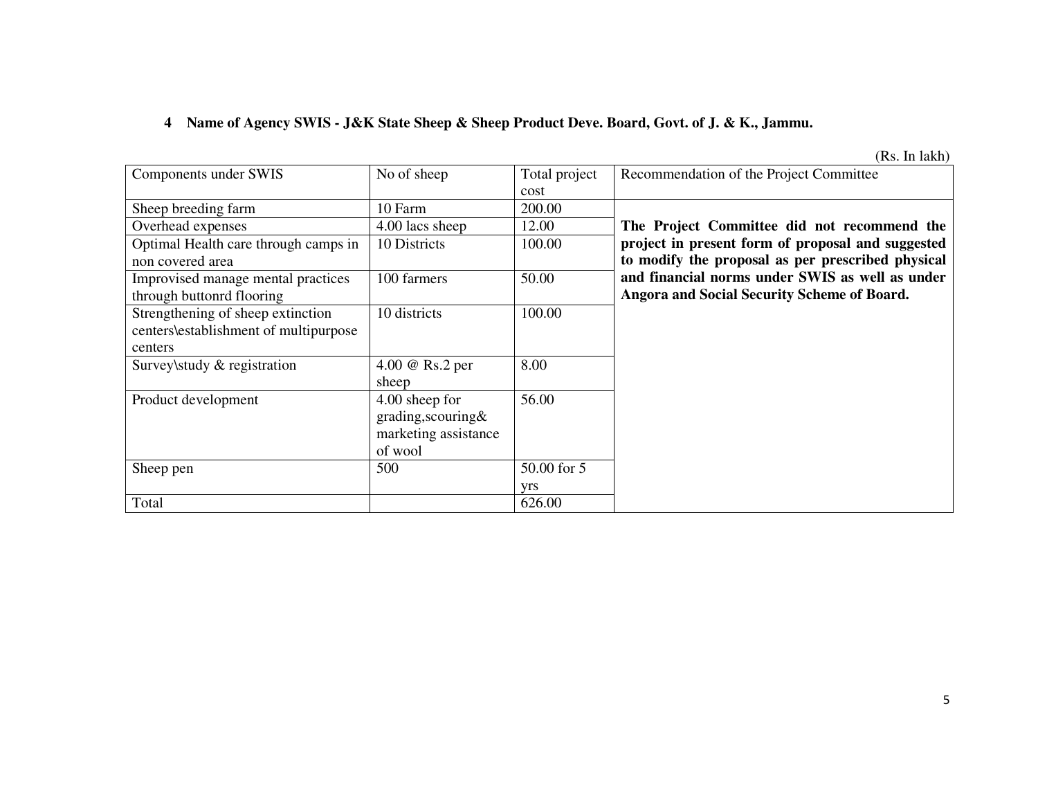**4 Name of Agency SWIS - J&K State Sheep & Sheep Product Deve. Board, Govt. of J. & K., Jammu.**

(Rs. In lakh)

| Components under SWIS | No of sheep | Total project cost | Recommendation of the Project Committee |
|---|---|---|---|
| Sheep breeding farm | 10 Farm | 200.00 | **The Project Committee did not recommend the project in present form of proposal and suggested to modify the proposal as per prescribed physical and financial norms under SWIS as well as under Angora and Social Security Scheme of Board.** |
| Overhead expenses | 4.00 lacs sheep | 12.00 | |
| Optimal Health care through camps in non covered area | 10 Districts | 100.00 | |
| Improvised manage mental practices through buttonrd flooring | 100 farmers | 50.00 | |
| Strengthening of sheep extinction centers\establishment of multipurpose centers | 10 districts | 100.00 | |
| Survey\study & registration | 4.00 @ Rs.2 per sheep | 8.00 | |
| Product development | 4.00 sheep for grading,scouring& marketing assistance of wool | 56.00 | |
| Sheep pen | 500 | 50.00 for 5 yrs | |
| Total | | 626.00 | |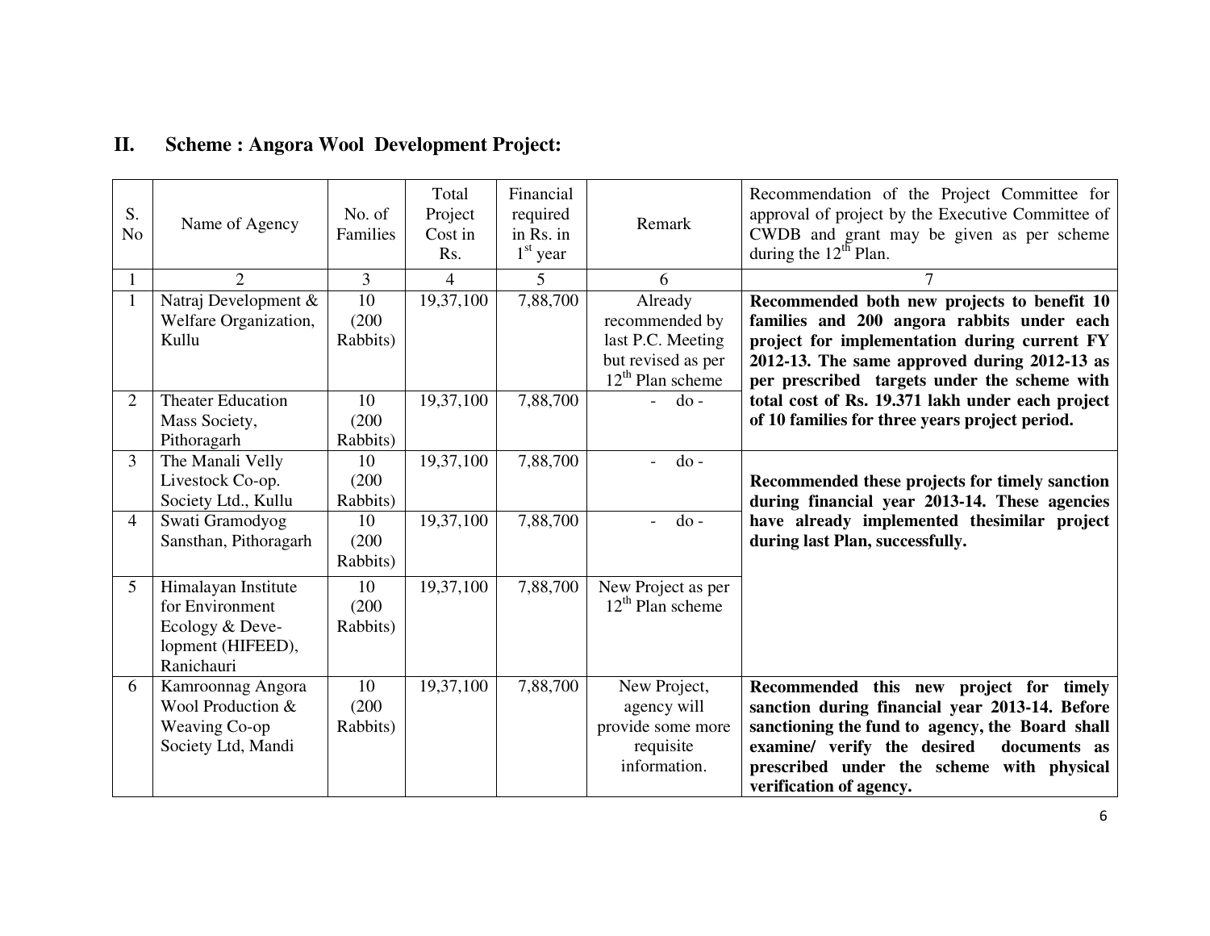## II. Scheme : Angora Wool Development Project:

| S. No | Name of Agency | No. of Families | Total Project Cost in Rs. | Financial required in Rs. in 1st year | Remark | Recommendation of the Project Committee for approval of project by the Executive Committee of CWDB and grant may be given as per scheme during the 12th Plan. |
|---|---|---|---|---|---|---|
| 1 | 2 | 3 | 4 | 5 | 6 | 7 |
| 1 | Natraj Development & Welfare Organization, Kullu | 10 (200 Rabbits) | 19,37,100 | 7,88,700 | Already recommended by last P.C. Meeting but revised as per 12th Plan scheme | **Recommended both new projects to benefit 10 families and 200 angora rabbits under each project for implementation during current FY 2012-13. The same approved during 2012-13 as per prescribed targets under the scheme with total cost of Rs. 19.371 lakh under each project of 10 families for three years project period.** |
| 2 | Theater Education Mass Society, Pithoragarh | 10 (200 Rabbits) | 19,37,100 | 7,88,700 | - do - | |
| 3 | The Manali Velly Livestock Co-op. Society Ltd., Kullu | 10 (200 Rabbits) | 19,37,100 | 7,88,700 | - do - | **Recommended these projects for timely sanction during financial year 2013-14. These agencies have already implemented thesimilar project during last Plan, successfully.** |
| 4 | Swati Gramodyog Sansthan, Pithoragarh | 10 (200 Rabbits) | 19,37,100 | 7,88,700 | - do - | |
| 5 | Himalayan Institute for Environment Ecology & Development (HIFEED), Ranichauri | 10 (200 Rabbits) | 19,37,100 | 7,88,700 | New Project as per 12th Plan scheme | |
| 6 | Kamroonnag Angora Wool Production & Weaving Co-op Society Ltd, Mandi | 10 (200 Rabbits) | 19,37,100 | 7,88,700 | New Project, agency will provide some more requisite information. | **Recommended this new project for timely sanction during financial year 2013-14. Before sanctioning the fund to agency, the Board shall examine/ verify the desired documents as prescribed under the scheme with physical verification of agency.** |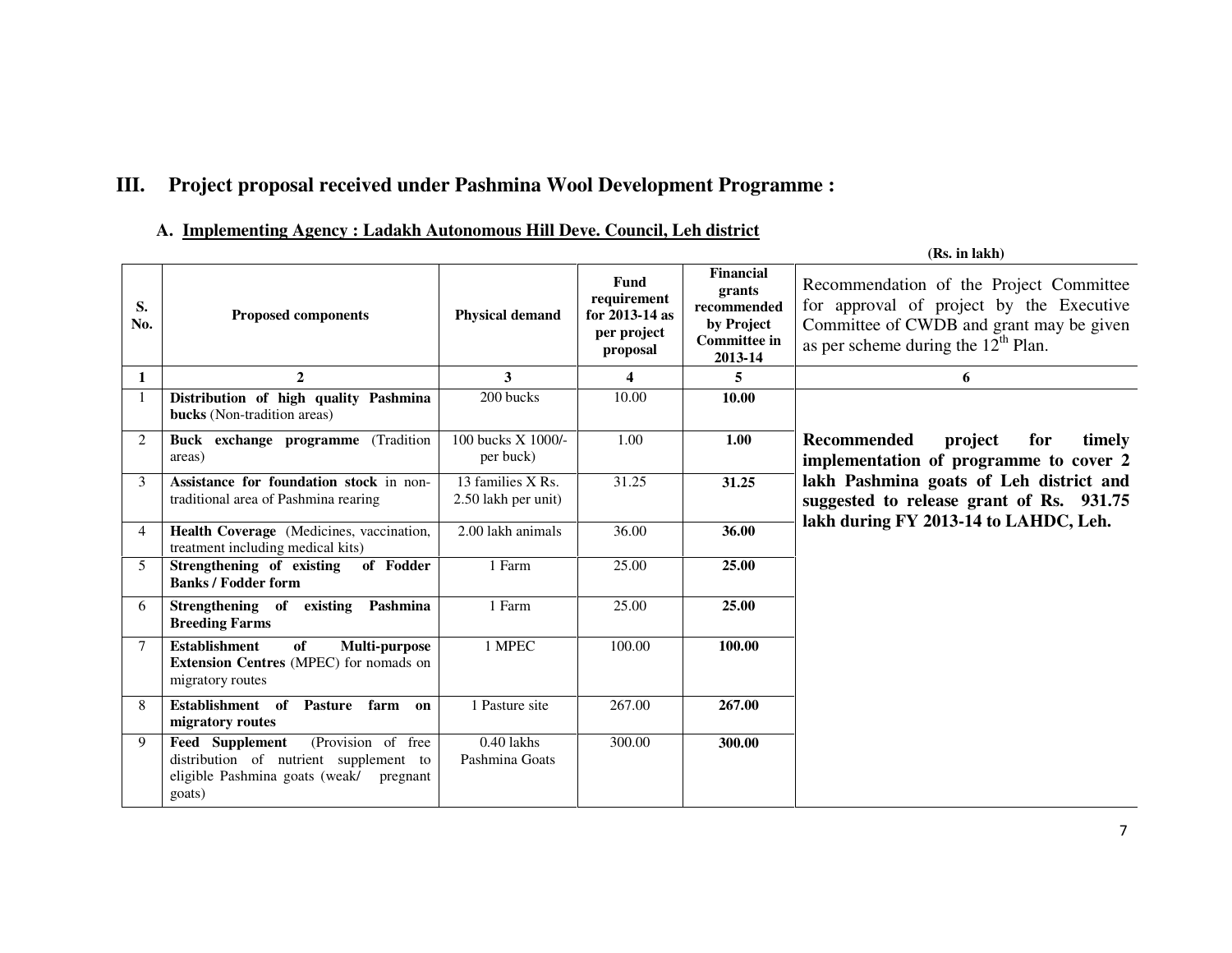## III. Project proposal received under Pashmina Wool Development Programme :

### A. Implementing Agency : Ladakh Autonomous Hill Deve. Council, Leh district

**(Rs. in lakh)**

| S. No. | Proposed components | Physical demand | Fund requirement for 2013-14 as per project proposal | Financial grants recommended by Project Committee in 2013-14 | Recommendation of the Project Committee for approval of project by the Executive Committee of CWDB and grant may be given as per scheme during the 12th Plan. |
|---|---|---|---|---|---|
| 1 | 2 | 3 | 4 | 5 | 6 |
| 1 | **Distribution of high quality Pashmina bucks** (Non-tradition areas) | 200 bucks | 10.00 | **10.00** | **Recommended project for timely implementation of programme to cover 2 lakh Pashmina goats of Leh district and suggested to release grant of Rs. 931.75 lakh during FY 2013-14 to LAHDC, Leh.** |
| 2 | **Buck exchange programme** (Tradition areas) | 100 bucks X 1000/- per buck) | 1.00 | **1.00** | |
| 3 | **Assistance for foundation stock** in non-traditional area of Pashmina rearing | 13 families X Rs. 2.50 lakh per unit) | 31.25 | **31.25** | |
| 4 | **Health Coverage** (Medicines, vaccination, treatment including medical kits) | 2.00 lakh animals | 36.00 | **36.00** | |
| 5 | **Strengthening of existing of Fodder Banks / Fodder form** | 1 Farm | 25.00 | **25.00** | |
| 6 | **Strengthening of existing Pashmina Breeding Farms** | 1 Farm | 25.00 | **25.00** | |
| 7 | **Establishment of Multi-purpose Extension Centres** (MPEC) for nomads on migratory routes | 1 MPEC | 100.00 | **100.00** | |
| 8 | **Establishment of Pasture farm on migratory routes** | 1 Pasture site | 267.00 | **267.00** | |
| 9 | **Feed Supplement** (Provision of free distribution of nutrient supplement to eligible Pashmina goats (weak/ pregnant goats) | 0.40 lakhs Pashmina Goats | 300.00 | **300.00** | |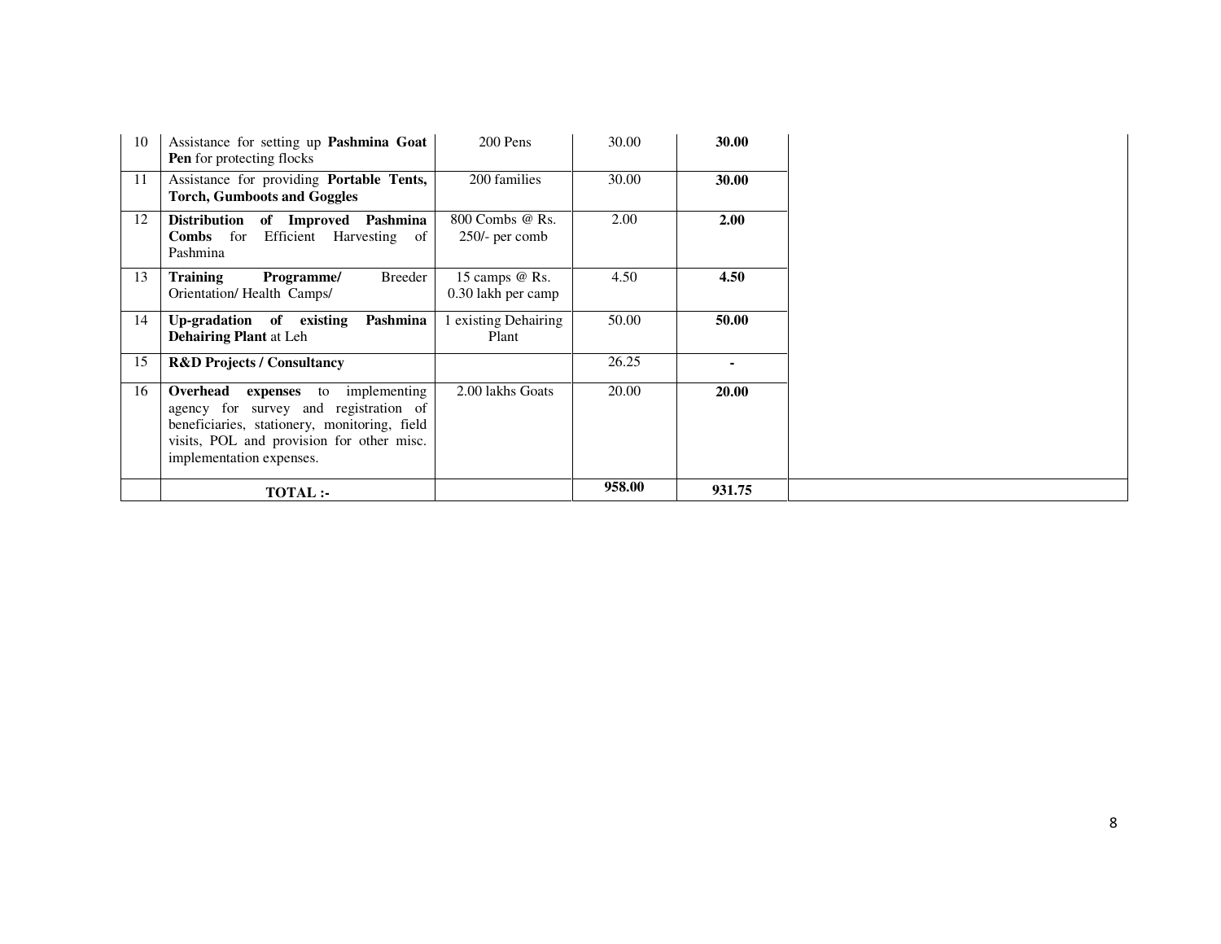| | | | | | |
|---|---|---|---|---|---|
| 10 | Assistance for setting up **Pashmina Goat Pen** for protecting flocks | 200 Pens | 30.00 | **30.00** | |
| 11 | Assistance for providing **Portable Tents, Torch, Gumboots and Goggles** | 200 families | 30.00 | **30.00** | |
| 12 | **Distribution of Improved Pashmina Combs** for Efficient Harvesting of Pashmina | 800 Combs @ Rs. 250/- per comb | 2.00 | **2.00** | |
| 13 | **Training Programme/** Breeder Orientation/ Health Camps/ | 15 camps @ Rs. 0.30 lakh per camp | 4.50 | **4.50** | |
| 14 | **Up-gradation of existing Pashmina Dehairing Plant** at Leh | 1 existing Dehairing Plant | 50.00 | **50.00** | |
| 15 | **R&D Projects / Consultancy** | | 26.25 | **-** | |
| 16 | **Overhead expenses** to implementing agency for survey and registration of beneficiaries, stationery, monitoring, field visits, POL and provision for other misc. implementation expenses. | 2.00 lakhs Goats | 20.00 | **20.00** | |
| | **TOTAL :-** | | **958.00** | **931.75** | |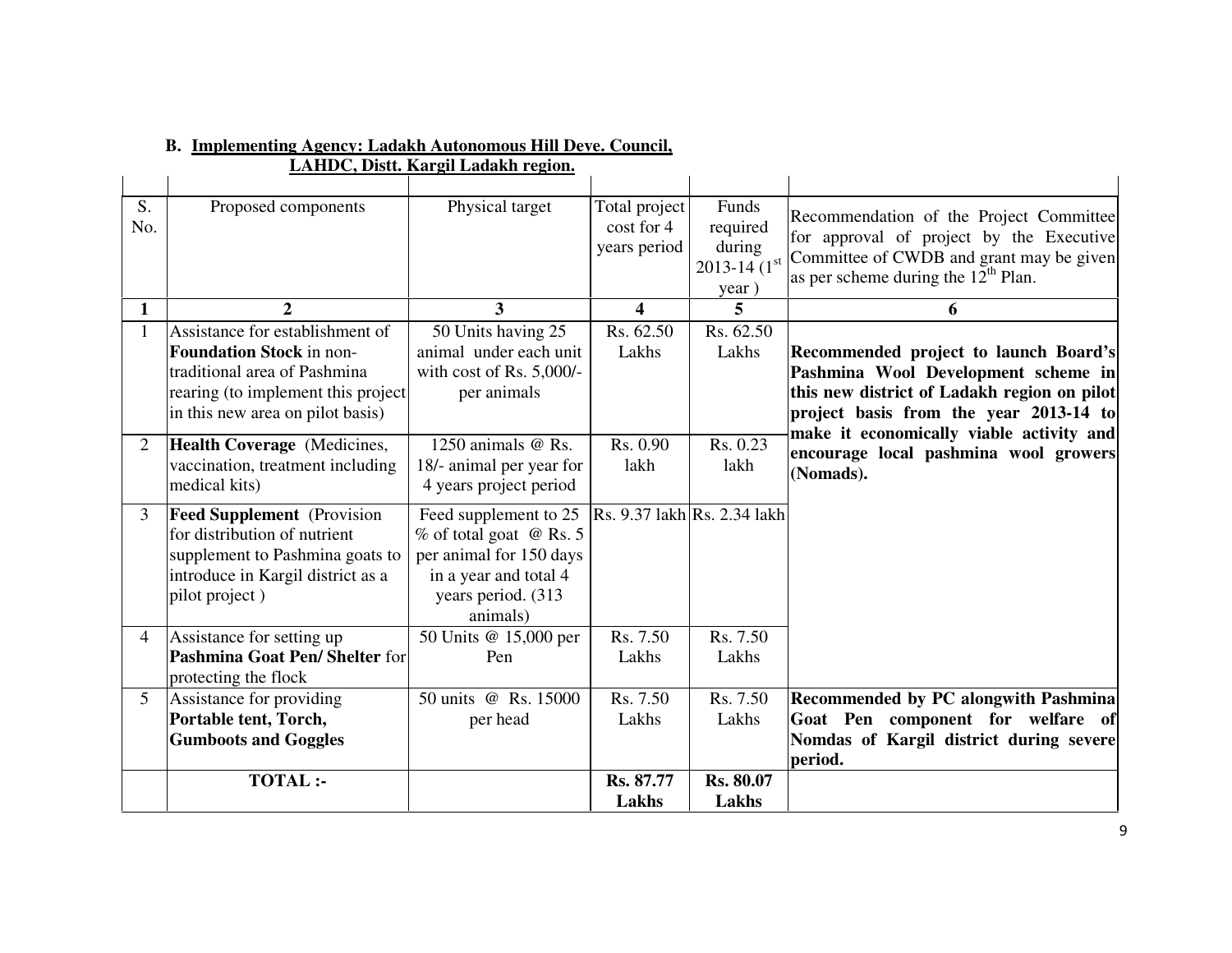**B. Implementing Agency: Ladakh Autonomous Hill Deve. Council, LAHDC, Distt. Kargil Ladakh region.**

| S. No. | Proposed components | Physical target | Total project cost for 4 years period | Funds required during 2013-14 (1st year ) | Recommendation of the Project Committee for approval of project by the Executive Committee of CWDB and grant may be given as per scheme during the 12th Plan. |
|---|---|---|---|---|---|
| **1** | **2** | **3** | **4** | **5** | **6** |
| 1 | Assistance for establishment of **Foundation Stock** in non-traditional area of Pashmina rearing (to implement this project in this new area on pilot basis) | 50 Units having 25 animal under each unit with cost of Rs. 5,000/- per animals | Rs. 62.50 Lakhs | Rs. 62.50 Lakhs | **Recommended project to launch Board's Pashmina Wool Development scheme in this new district of Ladakh region on pilot project basis from the year 2013-14 to make it economically viable activity and encourage local pashmina wool growers (Nomads).** |
| 2 | **Health Coverage** (Medicines, vaccination, treatment including medical kits) | 1250 animals @ Rs. 18/- animal per year for 4 years project period | Rs. 0.90 lakh | Rs. 0.23 lakh | |
| 3 | **Feed Supplement** (Provision for distribution of nutrient supplement to Pashmina goats to introduce in Kargil district as a pilot project ) | Feed supplement to 25 % of total goat @ Rs. 5 per animal for 150 days in a year and total 4 years period. (313 animals) | Rs. 9.37 lakh | Rs. 2.34 lakh | |
| 4 | Assistance for setting up **Pashmina Goat Pen/ Shelter** for protecting the flock | 50 Units @ 15,000 per Pen | Rs. 7.50 Lakhs | Rs. 7.50 Lakhs | |
| 5 | Assistance for providing **Portable tent, Torch, Gumboots and Goggles** | 50 units @ Rs. 15000 per head | Rs. 7.50 Lakhs | Rs. 7.50 Lakhs | **Recommended by PC alongwith Pashmina Goat Pen component for welfare of Nomdas of Kargil district during severe period.** |
| | **TOTAL :-** | | **Rs. 87.77 Lakhs** | **Rs. 80.07 Lakhs** | |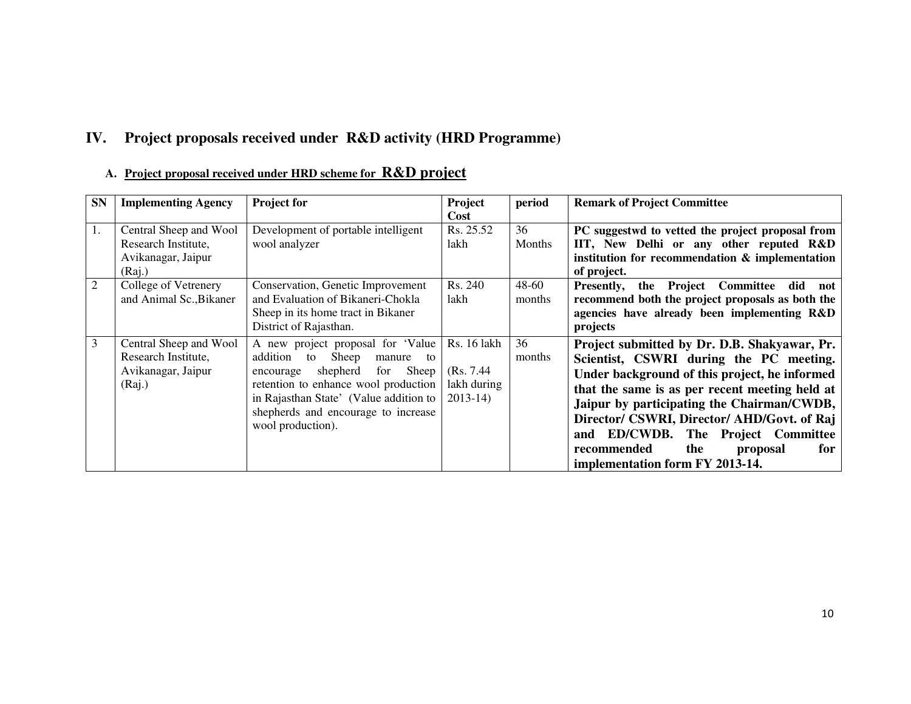## IV. Project proposals received under R&D activity (HRD Programme)

### A. Project proposal received under HRD scheme for R&D project

| SN | Implementing Agency | Project for | Project Cost | period | Remark of Project Committee |
|---|---|---|---|---|---|
| 1. | Central Sheep and Wool Research Institute, Avikanagar, Jaipur (Raj.) | Development of portable intelligent wool analyzer | Rs. 25.52 lakh | 36 Months | **PC suggestwd to vetted the project proposal from IIT, New Delhi or any other reputed R&D institution for recommendation & implementation of project.** |
| 2 | College of Vetrenery and Animal Sc.,Bikaner | Conservation, Genetic Improvement and Evaluation of Bikaneri-Chokla Sheep in its home tract in Bikaner District of Rajasthan. | Rs. 240 lakh | 48-60 months | **Presently, the Project Committee did not recommend both the project proposals as both the agencies have already been implementing R&D projects** |
| 3 | Central Sheep and Wool Research Institute, Avikanagar, Jaipur (Raj.) | A new project proposal for 'Value addition to Sheep manure to encourage shepherd for Sheep retention to enhance wool production in Rajasthan State' (Value addition to shepherds and encourage to increase wool production). | Rs. 16 lakh (Rs. 7.44 lakh during 2013-14) | 36 months | **Project submitted by Dr. D.B. Shakyawar, Pr. Scientist, CSWRI during the PC meeting. Under background of this project, he informed that the same is as per recent meeting held at Jaipur by participating the Chairman/CWDB, Director/ CSWRI, Director/ AHD/Govt. of Raj and ED/CWDB. The Project Committee recommended the proposal for implementation form FY 2013-14.** |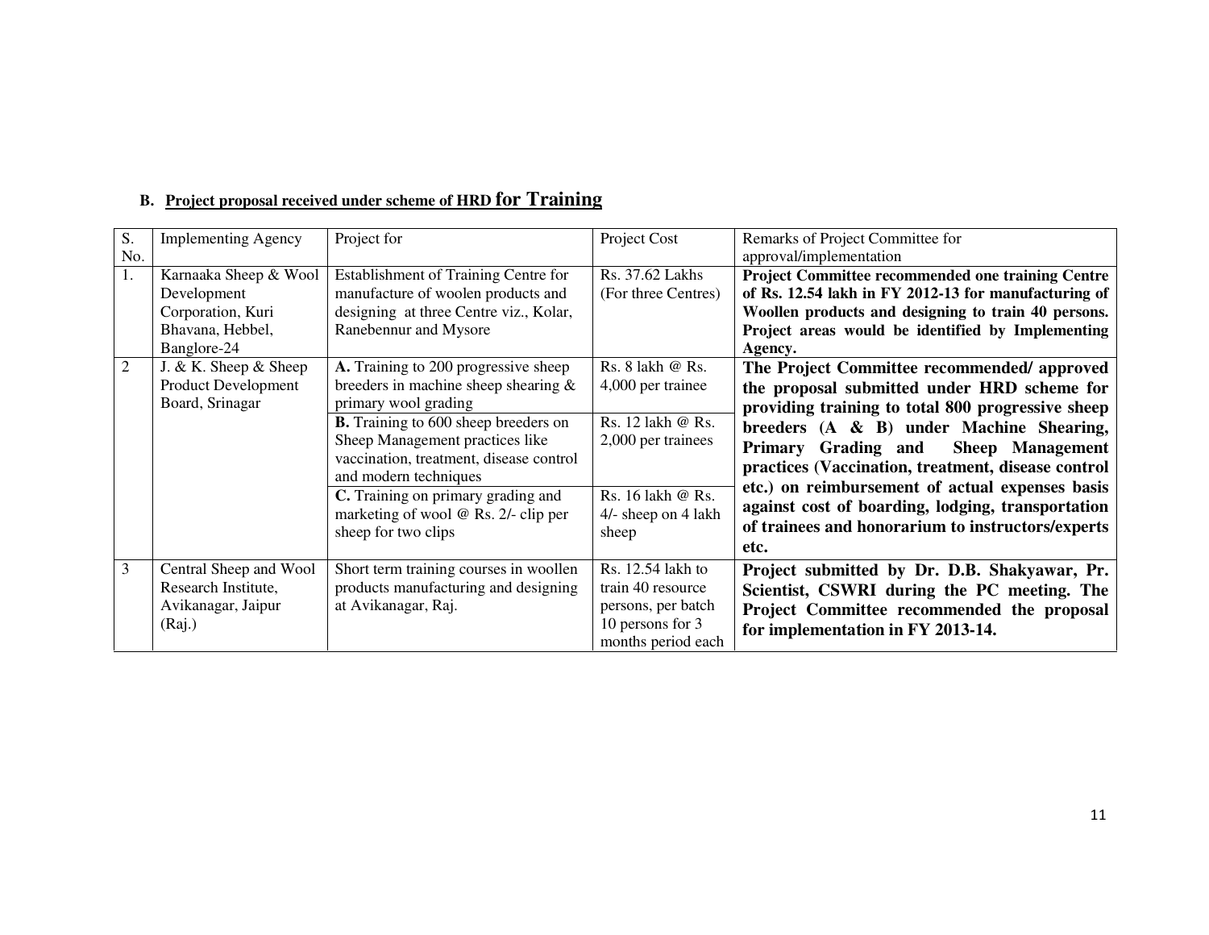**B. Project proposal received under scheme of HRD for Training**

| S. No. | Implementing Agency | Project for | Project Cost | Remarks of Project Committee for approval/implementation |
|---|---|---|---|---|
| 1. | Karnaaka Sheep & Wool Development Corporation, Kuri Bhavana, Hebbel, Banglore-24 | Establishment of Training Centre for manufacture of woolen products and designing at three Centre viz., Kolar, Ranebennur and Mysore | Rs. 37.62 Lakhs (For three Centres) | **Project Committee recommended one training Centre of Rs. 12.54 lakh in FY 2012-13 for manufacturing of Woollen products and designing to train 40 persons. Project areas would be identified by Implementing Agency.** |
| 2 | J. & K. Sheep & Sheep Product Development Board, Srinagar | **A.** Training to 200 progressive sheep breeders in machine sheep shearing & primary wool grading | Rs. 8 lakh @ Rs. 4,000 per trainee | **The Project Committee recommended/ approved the proposal submitted under HRD scheme for providing training to total 800 progressive sheep breeders (A & B) under Machine Shearing, Primary Grading and Sheep Management practices (Vaccination, treatment, disease control etc.) on reimbursement of actual expenses basis against cost of boarding, lodging, transportation of trainees and honorarium to instructors/experts etc.** |
| | | **B.** Training to 600 sheep breeders on Sheep Management practices like vaccination, treatment, disease control and modern techniques | Rs. 12 lakh @ Rs. 2,000 per trainees | |
| | | **C.** Training on primary grading and marketing of wool @ Rs. 2/- clip per sheep for two clips | Rs. 16 lakh @ Rs. 4/- sheep on 4 lakh sheep | |
| 3 | Central Sheep and Wool Research Institute, Avikanagar, Jaipur (Raj.) | Short term training courses in woollen products manufacturing and designing at Avikanagar, Raj. | Rs. 12.54 lakh to train 40 resource persons, per batch 10 persons for 3 months period each | **Project submitted by Dr. D.B. Shakyawar, Pr. Scientist, CSWRI during the PC meeting. The Project Committee recommended the proposal for implementation in FY 2013-14.** |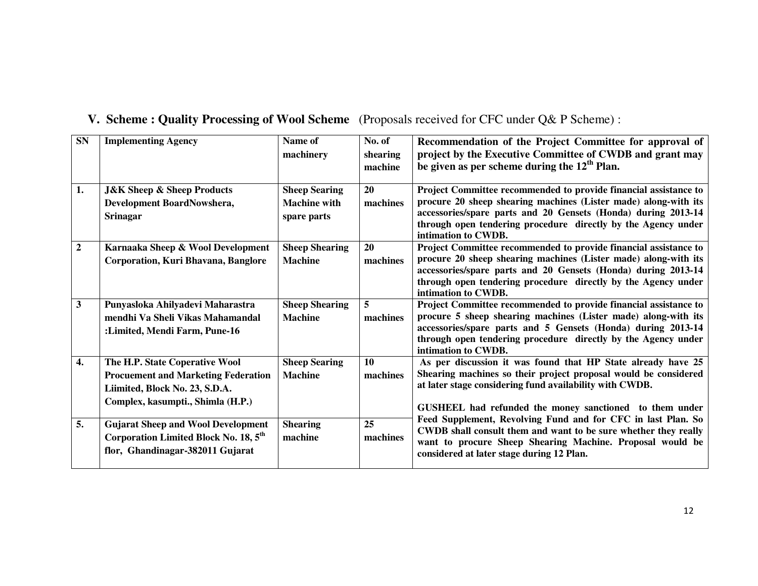## V. Scheme : Quality Processing of Wool Scheme (Proposals received for CFC under Q& P Scheme) :

| SN | Implementing Agency | Name of machinery | No. of shearing machine | Recommendation of the Project Committee for approval of project by the Executive Committee of CWDB and grant may be given as per scheme during the 12th Plan. |
|---|---|---|---|---|
| 1. | J&K Sheep & Sheep Products Development BoardNowshera, Srinagar | Sheep Searing Machine with spare parts | 20 machines | Project Committee recommended to provide financial assistance to procure 20 sheep shearing machines (Lister made) along-with its accessories/spare parts and 20 Gensets (Honda) during 2013-14 through open tendering procedure directly by the Agency under intimation to CWDB. |
| 2 | Karnaaka Sheep & Wool Development Corporation, Kuri Bhavana, Banglore | Sheep Shearing Machine | 20 machines | Project Committee recommended to provide financial assistance to procure 20 sheep shearing machines (Lister made) along-with its accessories/spare parts and 20 Gensets (Honda) during 2013-14 through open tendering procedure directly by the Agency under intimation to CWDB. |
| 3 | Punyasloka Ahilyadevi Maharastra mendhi Va Sheli Vikas Mahamandal :Limited, Mendi Farm, Pune-16 | Sheep Shearing Machine | 5 machines | Project Committee recommended to provide financial assistance to procure 5 sheep shearing machines (Lister made) along-with its accessories/spare parts and 5 Gensets (Honda) during 2013-14 through open tendering procedure directly by the Agency under intimation to CWDB. |
| 4. | The H.P. State Coperative Wool Procuement and Marketing Federation Liimited, Block No. 23, S.D.A. Complex, kasumpti., Shimla (H.P.) | Sheep Searing Machine | 10 machines | As per discussion it was found that HP State already have 25 Shearing machines so their project proposal would be considered at later stage considering fund availability with CWDB. |
| 5. | Gujarat Sheep and Wool Development Corporation Limited Block No. 18, 5th flor, Ghandinagar-382011 Gujarat | Shearing machine | 25 machines | GUSHEEL had refunded the money sanctioned to them under Feed Supplement, Revolving Fund and for CFC in last Plan. So CWDB shall consult them and want to be sure whether they really want to procure Sheep Shearing Machine. Proposal would be considered at later stage during 12 Plan. |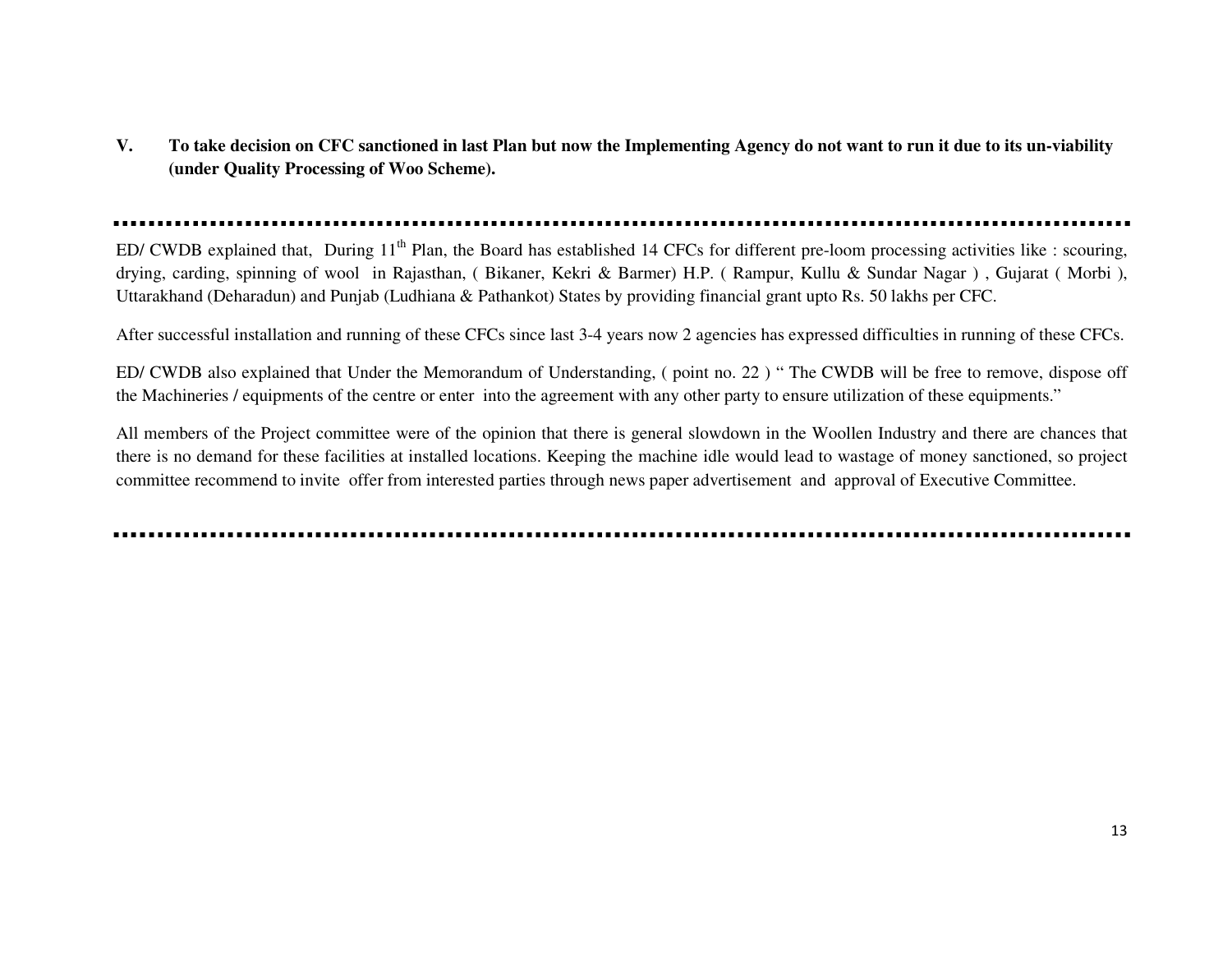**V. To take decision on CFC sanctioned in last Plan but now the Implementing Agency do not want to run it due to its un-viability (under Quality Processing of Woo Scheme).**

---

ED/ CWDB explained that, During 11$^{th}$ Plan, the Board has established 14 CFCs for different pre-loom processing activities like : scouring, drying, carding, spinning of wool in Rajasthan, ( Bikaner, Kekri & Barmer) H.P. ( Rampur, Kullu & Sundar Nagar ) , Gujarat ( Morbi ), Uttarakhand (Deharadun) and Punjab (Ludhiana & Pathankot) States by providing financial grant upto Rs. 50 lakhs per CFC.

After successful installation and running of these CFCs since last 3-4 years now 2 agencies has expressed difficulties in running of these CFCs.

ED/ CWDB also explained that Under the Memorandum of Understanding, ( point no. 22 ) " The CWDB will be free to remove, dispose off the Machineries / equipments of the centre or enter into the agreement with any other party to ensure utilization of these equipments."

All members of the Project committee were of the opinion that there is general slowdown in the Woollen Industry and there are chances that there is no demand for these facilities at installed locations. Keeping the machine idle would lead to wastage of money sanctioned, so project committee recommend to invite offer from interested parties through news paper advertisement and approval of Executive Committee.

---